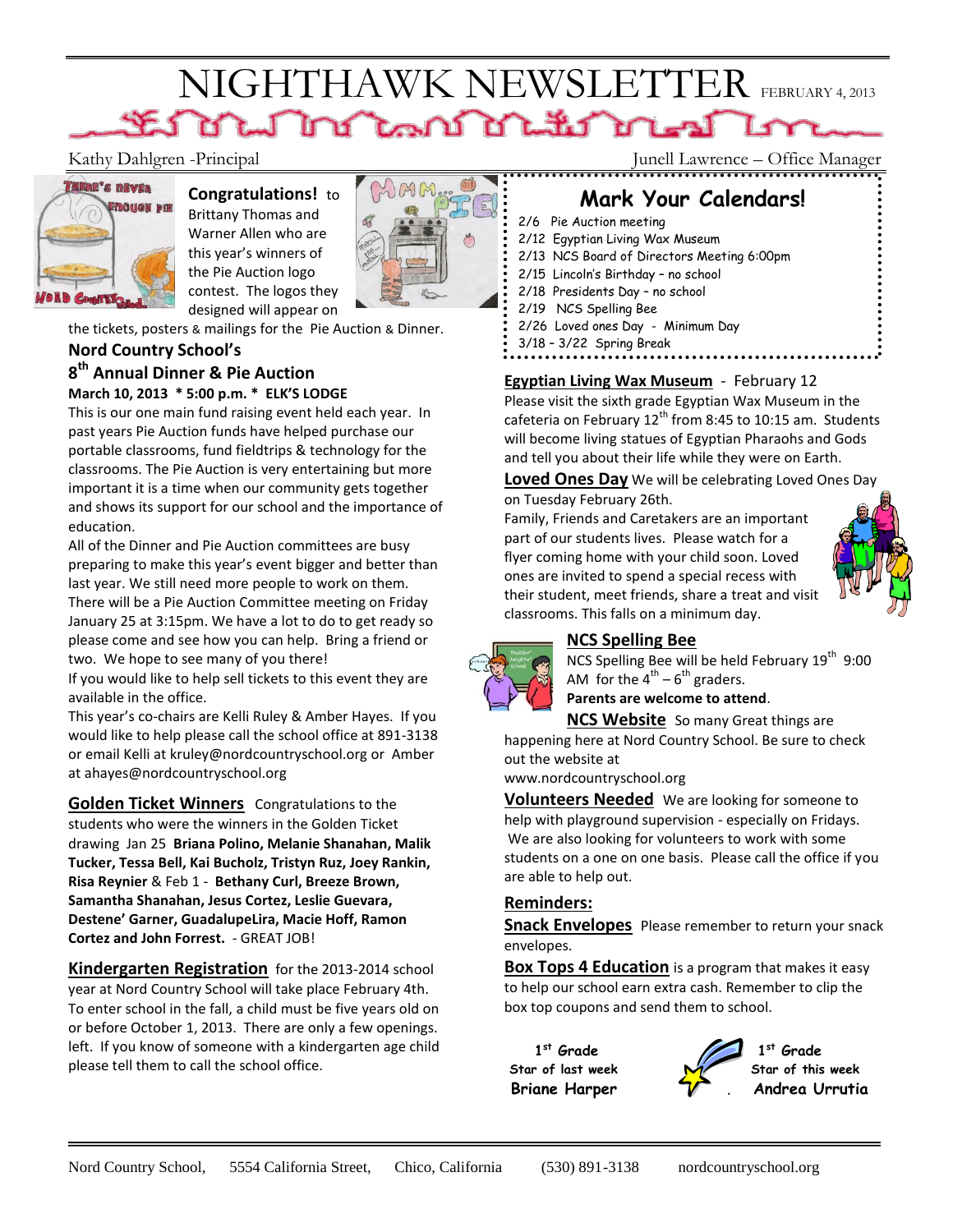# NIGHTHAWK NEWSLETTER

FEBRUARY 4, 2013

Kathy Dahlgren -Principal

Junell Lawrence – Office Manager

**Congratulations!** to Brittany Thomas and Warner Allen who are this year's winners of the Pie Auction logo contest. The logos they designed will appear on the tickets, posters & mailings for the Pie Auction & Dinner.

## Nord Country School's
## 8th Annual Dinner & Pie Auction

**March 10, 2013 * 5:00 p.m. * ELK'S LODGE**

This is our one main fund raising event held each year. In past years Pie Auction funds have helped purchase our portable classrooms, fund fieldtrips & technology for the classrooms. The Pie Auction is very entertaining but more important it is a time when our community gets together and shows its support for our school and the importance of education.

All of the Dinner and Pie Auction committees are busy preparing to make this year's event bigger and better than last year. We still need more people to work on them. There will be a Pie Auction Committee meeting on Friday January 25 at 3:15pm. We have a lot to do to get ready so please come and see how you can help. Bring a friend or two. We hope to see many of you there!

If you would like to help sell tickets to this event they are available in the office.

This year's co-chairs are Kelli Ruley & Amber Hayes. If you would like to help please call the school office at 891-3138 or email Kelli at kruley@nordcountryschool.org or Amber at ahayes@nordcountryschool.org

**Golden Ticket Winners** Congratulations to the students who were the winners in the Golden Ticket drawing Jan 25 **Briana Polino, Melanie Shanahan, Malik Tucker, Tessa Bell, Kai Bucholz, Tristyn Ruz, Joey Rankin, Risa Reynier** & Feb 1 - **Bethany Curl, Breeze Brown, Samantha Shanahan, Jesus Cortez, Leslie Guevara, Destene' Garner, GuadalupeLira, Macie Hoff, Ramon Cortez and John Forrest.** - GREAT JOB!

**Kindergarten Registration** for the 2013-2014 school year at Nord Country School will take place February 4th. To enter school in the fall, a child must be five years old on or before October 1, 2013. There are only a few openings. left. If you know of someone with a kindergarten age child please tell them to call the school office.

## Mark Your Calendars!

- 2/6 Pie Auction meeting
- 2/12 Egyptian Living Wax Museum
- 2/13 NCS Board of Directors Meeting 6:00pm
- 2/15 Lincoln's Birthday – no school
- 2/18 Presidents Day – no school
- 2/19 NCS Spelling Bee
- 2/26 Loved ones Day - Minimum Day
- 3/18 – 3/22 Spring Break

**Egyptian Living Wax Museum** - February 12

Please visit the sixth grade Egyptian Wax Museum in the cafeteria on February 12th from 8:45 to 10:15 am. Students will become living statues of Egyptian Pharaohs and Gods and tell you about their life while they were on Earth.

**Loved Ones Day** We will be celebrating Loved Ones Day on Tuesday February 26th.

Family, Friends and Caretakers are an important part of our students lives. Please watch for a flyer coming home with your child soon. Loved ones are invited to spend a special recess with their student, meet friends, share a treat and visit classrooms. This falls on a minimum day.

**NCS Spelling Bee**

NCS Spelling Bee will be held February 19th 9:00 AM for the 4th – 6th graders.

**Parents are welcome to attend**.

**NCS Website** So many Great things are happening here at Nord Country School. Be sure to check out the website at www.nordcountryschool.org

**Volunteers Needed** We are looking for someone to help with playground supervision - especially on Fridays. We are also looking for volunteers to work with some students on a one on one basis. Please call the office if you are able to help out.

**Reminders:**

**Snack Envelopes** Please remember to return your snack envelopes.

**Box Tops 4 Education** is a program that makes it easy to help our school earn extra cash. Remember to clip the box top coupons and send them to school.

1st Grade
Star of last week
**Briane Harper**

1st Grade
Star of this week
**Andrea Urrutia**

Nord Country School, 5554 California Street, Chico, California (530) 891-3138 nordcountryschool.org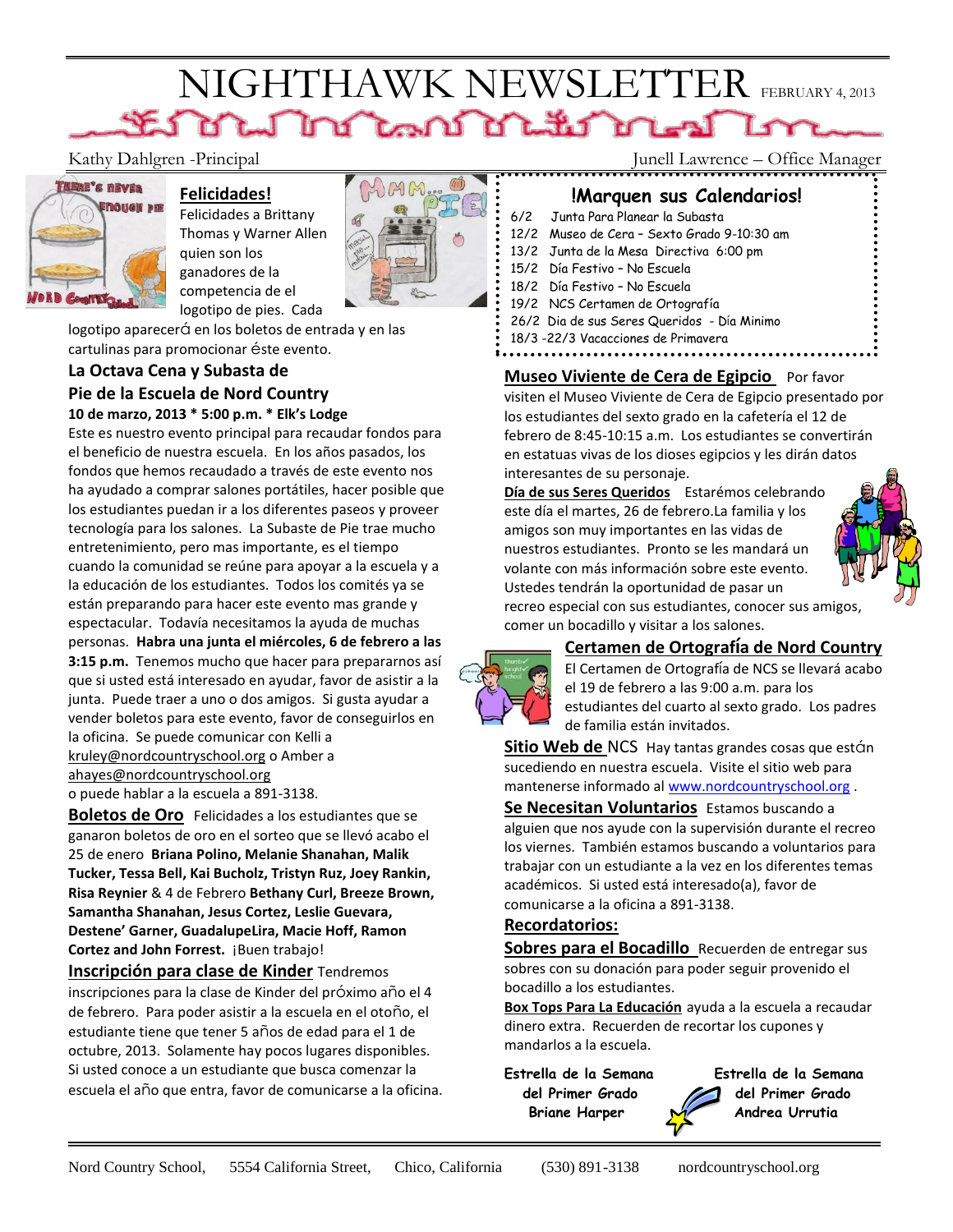# NIGHTHAWK NEWSLETTER FEBRUARY 4, 2013

Kathy Dahlgren -Principal

Junell Lawrence – Office Manager

**Felicidades!**
Felicidades a Brittany Thomas y Warner Allen quien son los ganadores de la competencia de el logotipo de pies. Cada logotipo aparecerá en los boletos de entrada y en las cartulinas para promocionar éste evento.

**La Octava Cena y Subasta de Pie de la Escuela de Nord Country**

**10 de marzo, 2013 * 5:00 p.m. * Elk's Lodge**

Este es nuestro evento principal para recaudar fondos para el beneficio de nuestra escuela. En los años pasados, los fondos que hemos recaudado a través de este evento nos ha ayudado a comprar salones portátiles, hacer posible que los estudiantes puedan ir a los diferentes paseos y proveer tecnología para los salones. La Subaste de Pie trae mucho entretenimiento, pero mas importante, es el tiempo cuando la comunidad se reúne para apoyar a la escuela y a la educación de los estudiantes. Todos los comités ya se están preparando para hacer este evento mas grande y espectacular. Todavía necesitamos la ayuda de muchas personas. **Habra una junta el miércoles, 6 de febrero a las 3:15 p.m.** Tenemos mucho que hacer para prepararnos así que si usted está interesado en ayudar, favor de asistir a la junta. Puede traer a uno o dos amigos. Si gusta ayudar a vender boletos para este evento, favor de conseguirlos en la oficina. Se puede comunicar con Kelli a kruley@nordcountryschool.org o Amber a ahayes@nordcountryschool.org o puede hablar a la escuela a 891-3138.

**Boletos de Oro** Felicidades a los estudiantes que se ganaron boletos de oro en el sorteo que se llevó acabo el 25 de enero **Briana Polino, Melanie Shanahan, Malik Tucker, Tessa Bell, Kai Bucholz, Tristyn Ruz, Joey Rankin, Risa Reynier** & 4 de Febrero **Bethany Curl, Breeze Brown, Samantha Shanahan, Jesus Cortez, Leslie Guevara, Destene' Garner, GuadalupeLira, Macie Hoff, Ramon Cortez and John Forrest.** ¡Buen trabajo!

**Inscripción para clase de Kinder** Tendremos inscripciones para la clase de Kinder del próximo año el 4 de febrero. Para poder asistir a la escuela en el otoño, el estudiante tiene que tener 5 años de edad para el 1 de octubre, 2013. Solamente hay pocos lugares disponibles. Si usted conoce a un estudiante que busca comenzar la escuela el año que entra, favor de comunicarse a la oficina.

**!Marquen sus Calendarios!**

- 6/2 Junta Para Planear la Subasta
- 12/2 Museo de Cera – Sexto Grado 9-10:30 am
- 13/2 Junta de la Mesa Directiva 6:00 pm
- 15/2 Día Festivo – No Escuela
- 18/2 Día Festivo – No Escuela
- 19/2 NCS Certamen de Ortografía
- 26/2 Dia de sus Seres Queridos - Día Minimo
- 18/3 -22/3 Vaccaciones de Primavera

**Museo Viviente de Cera de Egipcio** Por favor visiten el Museo Viviente de Cera de Egipcio presentado por los estudiantes del sexto grado en la cafetería el 12 de febrero de 8:45-10:15 a.m. Los estudiantes se convertirán en estatuas vivas de los dioses egipcios y les dirán datos interesantes de su personaje.

**Día de sus Seres Queridos** Estarémos celebrando este día el martes, 26 de febrero.La familia y los amigos son muy importantes en las vidas de nuestros estudiantes. Pronto se les mandará un volante con más información sobre este evento. Ustedes tendrán la oportunidad de pasar un recreo especial con sus estudiantes, conocer sus amigos, comer un bocadillo y visitar a los salones.

**Certamen de Ortografía de Nord Country**
El Certamen de Ortografía de NCS se llevará acabo el 19 de febrero a las 9:00 a.m. para los estudiantes del cuarto al sexto grado. Los padres de familia están invitados.

**Sitio Web de NCS** Hay tantas grandes cosas que están sucediendo en nuestra escuela. Visite el sitio web para mantenerse informado al www.nordcountryschool.org .

**Se Necesitan Voluntarios** Estamos buscando a alguien que nos ayude con la supervisión durante el recreo los viernes. También estamos buscando a voluntarios para trabajar con un estudiante a la vez en los diferentes temas académicos. Si usted está interesado(a), favor de comunicarse a la oficina a 891-3138.

**Recordatorios:**

**Sobres para el Bocadillo** Recuerden de entregar sus sobres con su donación para poder seguir provenido el bocadillo a los estudiantes.

**Box Tops Para La Educación** ayuda a la escuela a recaudar dinero extra. Recuerden de recortar los cupones y mandarlos a la escuela.

**Estrella de la Semana del Primer Grado Briane Harper**

**Estrella de la Semana del Primer Grado Andrea Urrutia**

Nord Country School, 5554 California Street, Chico, California (530) 891-3138 nordcountryschool.org